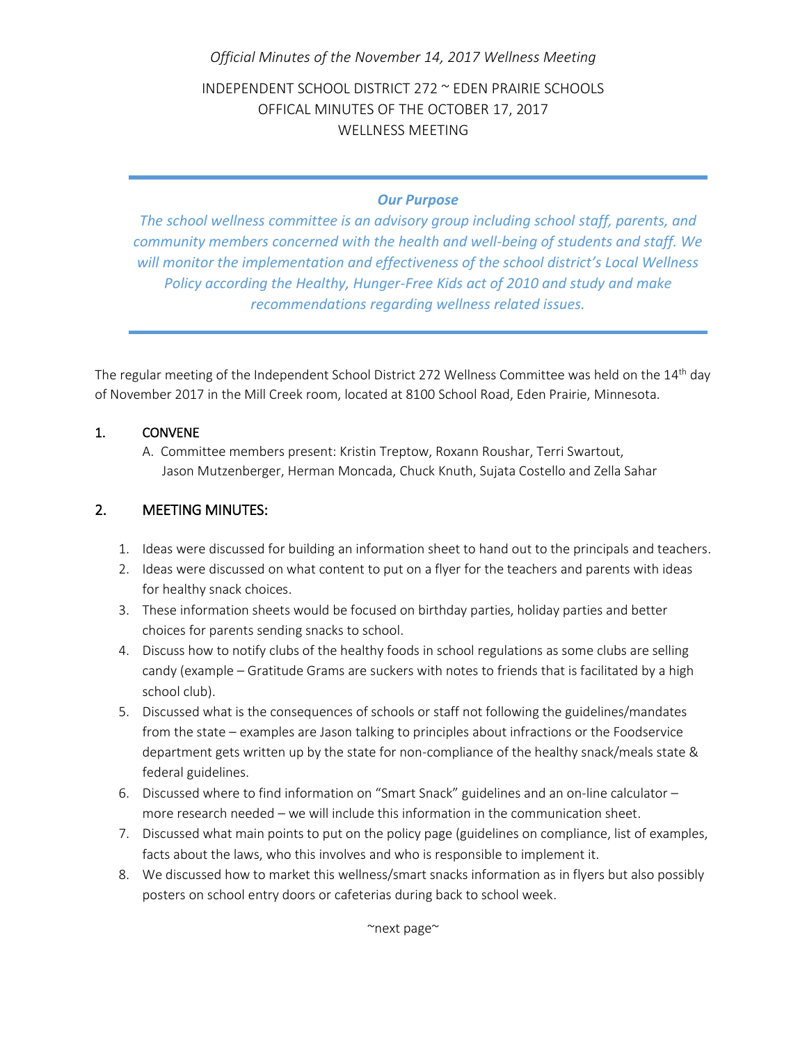*Official Minutes of the November 14, 2017 Wellness Meeting*

INDEPENDENT SCHOOL DISTRICT 272 ~ EDEN PRAIRIE SCHOOLS
OFFICAL MINUTES OF THE OCTOBER 17, 2017
WELLNESS MEETING

---

***Our Purpose***

*The school wellness committee is an advisory group including school staff, parents, and community members concerned with the health and well-being of students and staff. We will monitor the implementation and effectiveness of the school district's Local Wellness Policy according the Healthy, Hunger-Free Kids act of 2010 and study and make recommendations regarding wellness related issues.*

---

The regular meeting of the Independent School District 272 Wellness Committee was held on the 14th day of November 2017 in the Mill Creek room, located at 8100 School Road, Eden Prairie, Minnesota.

## 1. CONVENE

A. Committee members present: Kristin Treptow, Roxann Roushar, Terri Swartout, Jason Mutzenberger, Herman Moncada, Chuck Knuth, Sujata Costello and Zella Sahar

## 2. MEETING MINUTES:

1. Ideas were discussed for building an information sheet to hand out to the principals and teachers.
2. Ideas were discussed on what content to put on a flyer for the teachers and parents with ideas for healthy snack choices.
3. These information sheets would be focused on birthday parties, holiday parties and better choices for parents sending snacks to school.
4. Discuss how to notify clubs of the healthy foods in school regulations as some clubs are selling candy (example – Gratitude Grams are suckers with notes to friends that is facilitated by a high school club).
5. Discussed what is the consequences of schools or staff not following the guidelines/mandates from the state – examples are Jason talking to principles about infractions or the Foodservice department gets written up by the state for non-compliance of the healthy snack/meals state & federal guidelines.
6. Discussed where to find information on "Smart Snack" guidelines and an on-line calculator – more research needed – we will include this information in the communication sheet.
7. Discussed what main points to put on the policy page (guidelines on compliance, list of examples, facts about the laws, who this involves and who is responsible to implement it.
8. We discussed how to market this wellness/smart snacks information as in flyers but also possibly posters on school entry doors or cafeterias during back to school week.

~next page~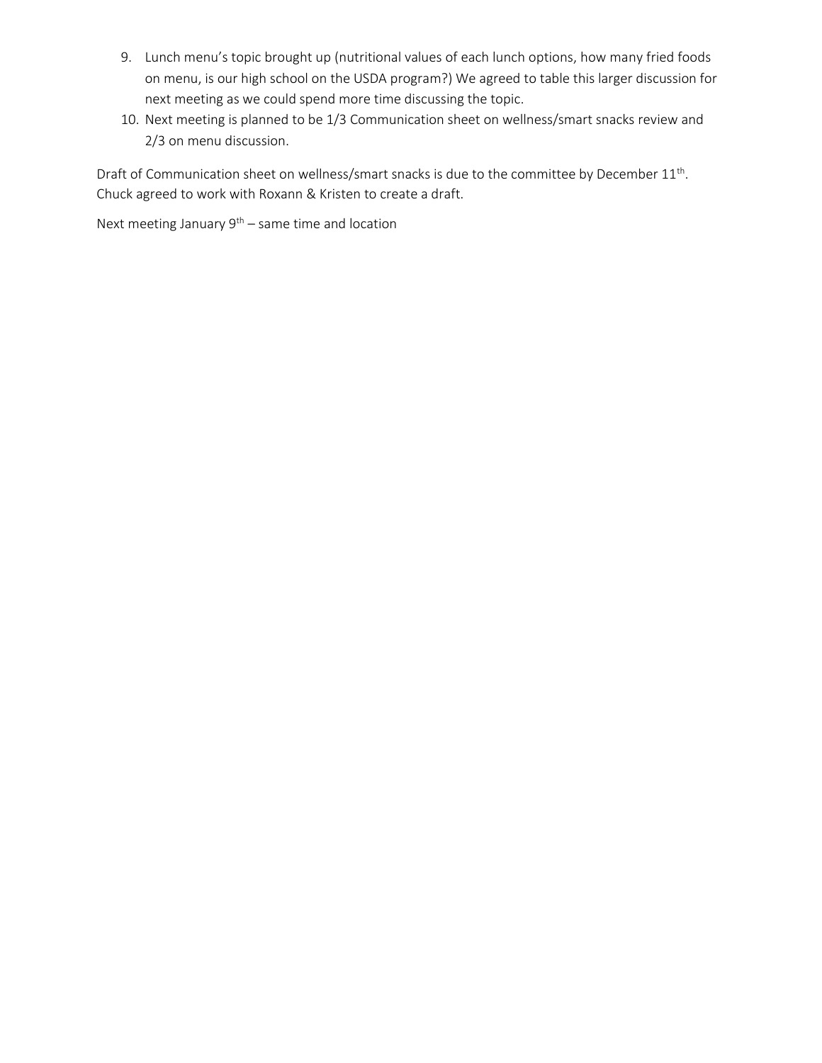9. Lunch menu's topic brought up (nutritional values of each lunch options, how many fried foods on menu, is our high school on the USDA program?) We agreed to table this larger discussion for next meeting as we could spend more time discussing the topic.
10. Next meeting is planned to be 1/3 Communication sheet on wellness/smart snacks review and 2/3 on menu discussion.

Draft of Communication sheet on wellness/smart snacks is due to the committee by December 11th. Chuck agreed to work with Roxann & Kristen to create a draft.

Next meeting January 9th – same time and location